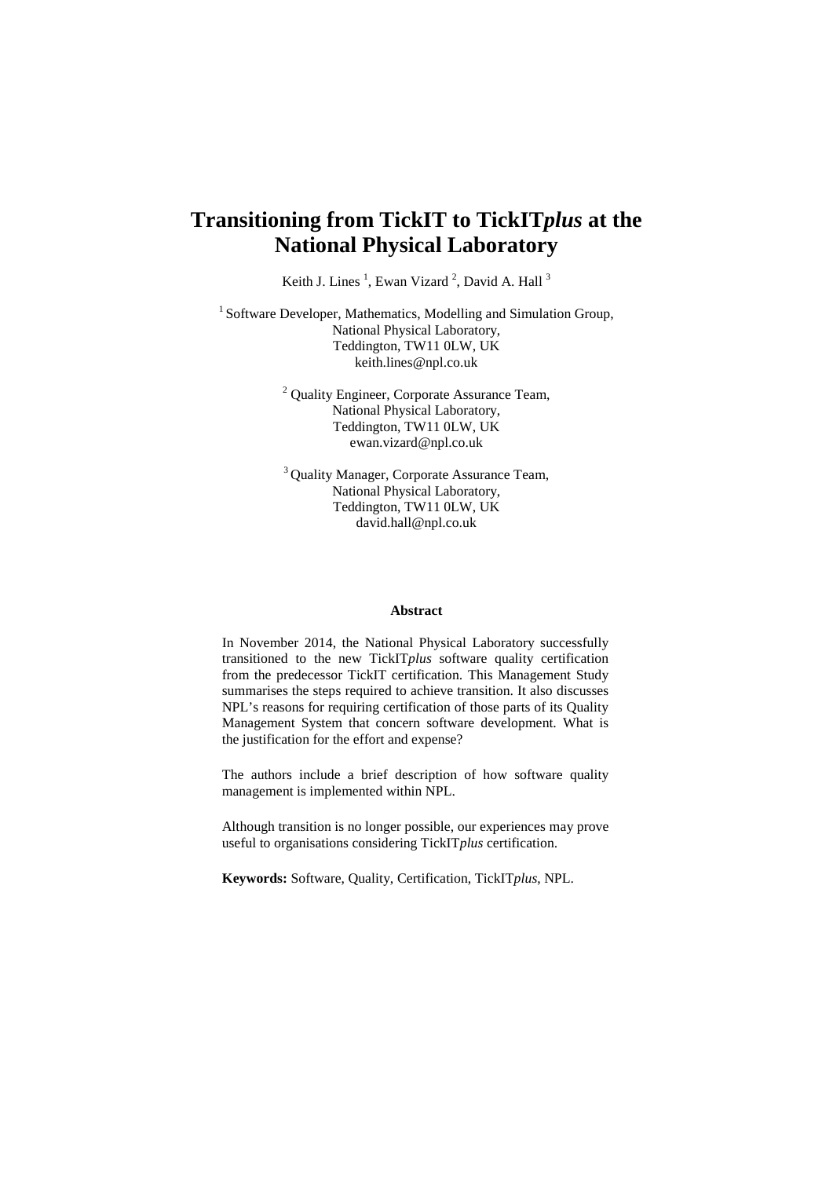# Transitioning from TickIT to TickIT*plus* at the National Physical Laboratory

Keith J. Lines [1], Ewan Vizard [2], David A. Hall [3]

[1] Software Developer, Mathematics, Modelling and Simulation Group,
National Physical Laboratory,
Teddington, TW11 0LW, UK
keith.lines@npl.co.uk

[2] Quality Engineer, Corporate Assurance Team,
National Physical Laboratory,
Teddington, TW11 0LW, UK
ewan.vizard@npl.co.uk

[3] Quality Manager, Corporate Assurance Team,
National Physical Laboratory,
Teddington, TW11 0LW, UK
david.hall@npl.co.uk

**Abstract**

In November 2014, the National Physical Laboratory successfully transitioned to the new TickIT*plus* software quality certification from the predecessor TickIT certification. This Management Study summarises the steps required to achieve transition. It also discusses NPL's reasons for requiring certification of those parts of its Quality Management System that concern software development. What is the justification for the effort and expense?

The authors include a brief description of how software quality management is implemented within NPL.

Although transition is no longer possible, our experiences may prove useful to organisations considering TickIT*plus* certification.

**Keywords:** Software, Quality, Certification, TickIT*plus*, NPL.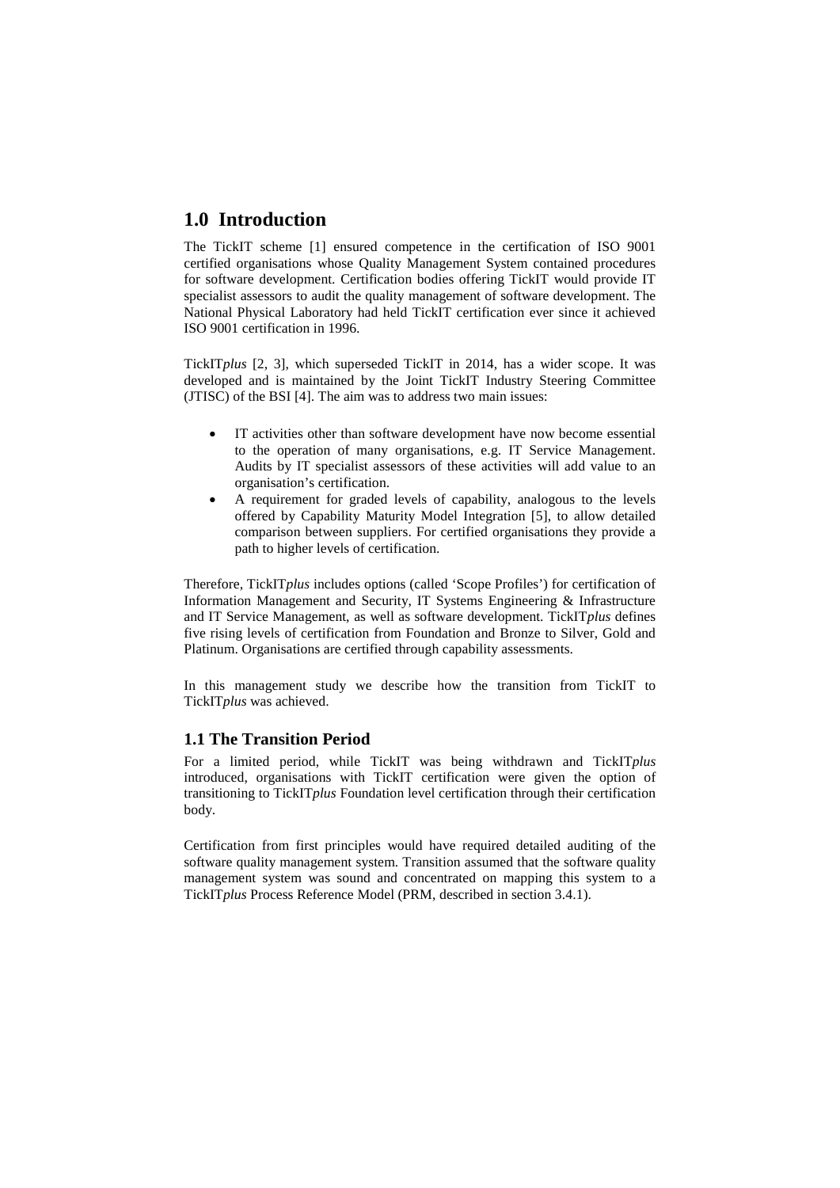## 1.0 Introduction

The TickIT scheme [1] ensured competence in the certification of ISO 9001 certified organisations whose Quality Management System contained procedures for software development. Certification bodies offering TickIT would provide IT specialist assessors to audit the quality management of software development. The National Physical Laboratory had held TickIT certification ever since it achieved ISO 9001 certification in 1996.

TickIT*plus* [2, 3], which superseded TickIT in 2014, has a wider scope. It was developed and is maintained by the Joint TickIT Industry Steering Committee (JTISC) of the BSI [4]. The aim was to address two main issues:

- IT activities other than software development have now become essential to the operation of many organisations, e.g. IT Service Management. Audits by IT specialist assessors of these activities will add value to an organisation's certification.
- A requirement for graded levels of capability, analogous to the levels offered by Capability Maturity Model Integration [5], to allow detailed comparison between suppliers. For certified organisations they provide a path to higher levels of certification.

Therefore, TickIT*plus* includes options (called 'Scope Profiles') for certification of Information Management and Security, IT Systems Engineering & Infrastructure and IT Service Management, as well as software development. TickIT*plus* defines five rising levels of certification from Foundation and Bronze to Silver, Gold and Platinum. Organisations are certified through capability assessments.

In this management study we describe how the transition from TickIT to TickIT*plus* was achieved.

### 1.1 The Transition Period

For a limited period, while TickIT was being withdrawn and TickIT*plus* introduced, organisations with TickIT certification were given the option of transitioning to TickIT*plus* Foundation level certification through their certification body.

Certification from first principles would have required detailed auditing of the software quality management system. Transition assumed that the software quality management system was sound and concentrated on mapping this system to a TickIT*plus* Process Reference Model (PRM, described in section 3.4.1).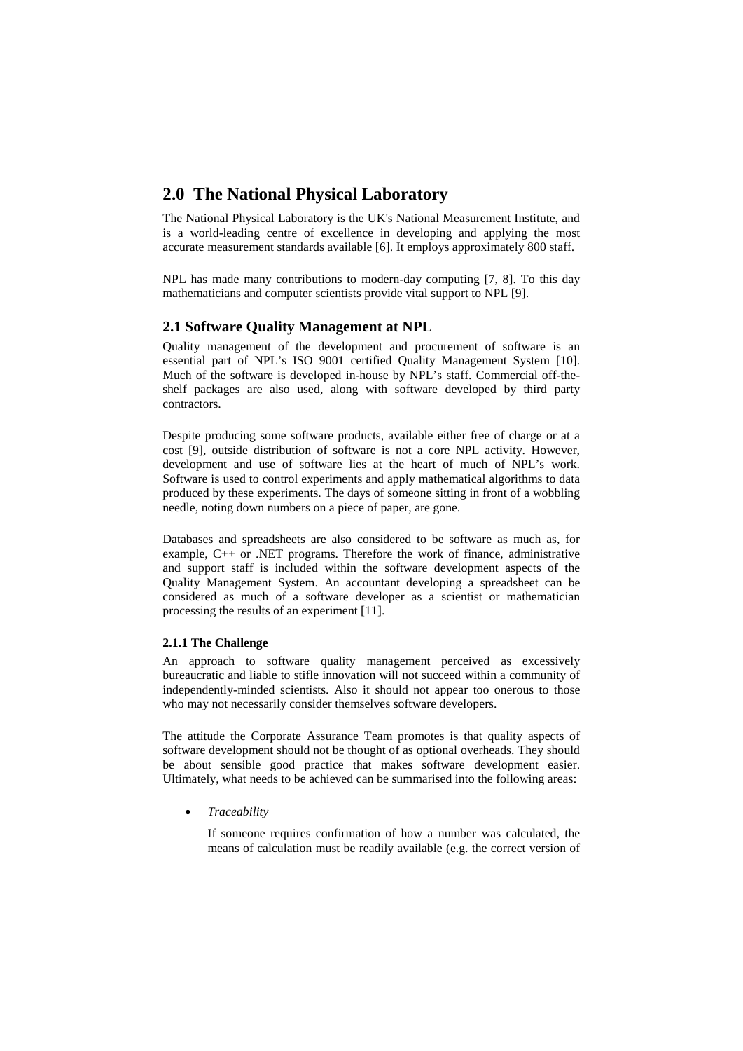# 2.0 The National Physical Laboratory

The National Physical Laboratory is the UK's National Measurement Institute, and is a world-leading centre of excellence in developing and applying the most accurate measurement standards available [6]. It employs approximately 800 staff.

NPL has made many contributions to modern-day computing [7, 8]. To this day mathematicians and computer scientists provide vital support to NPL [9].

## 2.1 Software Quality Management at NPL

Quality management of the development and procurement of software is an essential part of NPL's ISO 9001 certified Quality Management System [10]. Much of the software is developed in-house by NPL's staff. Commercial off-the-shelf packages are also used, along with software developed by third party contractors.

Despite producing some software products, available either free of charge or at a cost [9], outside distribution of software is not a core NPL activity. However, development and use of software lies at the heart of much of NPL's work. Software is used to control experiments and apply mathematical algorithms to data produced by these experiments. The days of someone sitting in front of a wobbling needle, noting down numbers on a piece of paper, are gone.

Databases and spreadsheets are also considered to be software as much as, for example, C++ or .NET programs. Therefore the work of finance, administrative and support staff is included within the software development aspects of the Quality Management System. An accountant developing a spreadsheet can be considered as much of a software developer as a scientist or mathematician processing the results of an experiment [11].

### 2.1.1 The Challenge

An approach to software quality management perceived as excessively bureaucratic and liable to stifle innovation will not succeed within a community of independently-minded scientists. Also it should not appear too onerous to those who may not necessarily consider themselves software developers.

The attitude the Corporate Assurance Team promotes is that quality aspects of software development should not be thought of as optional overheads. They should be about sensible good practice that makes software development easier. Ultimately, what needs to be achieved can be summarised into the following areas:

- *Traceability*

  If someone requires confirmation of how a number was calculated, the means of calculation must be readily available (e.g. the correct version of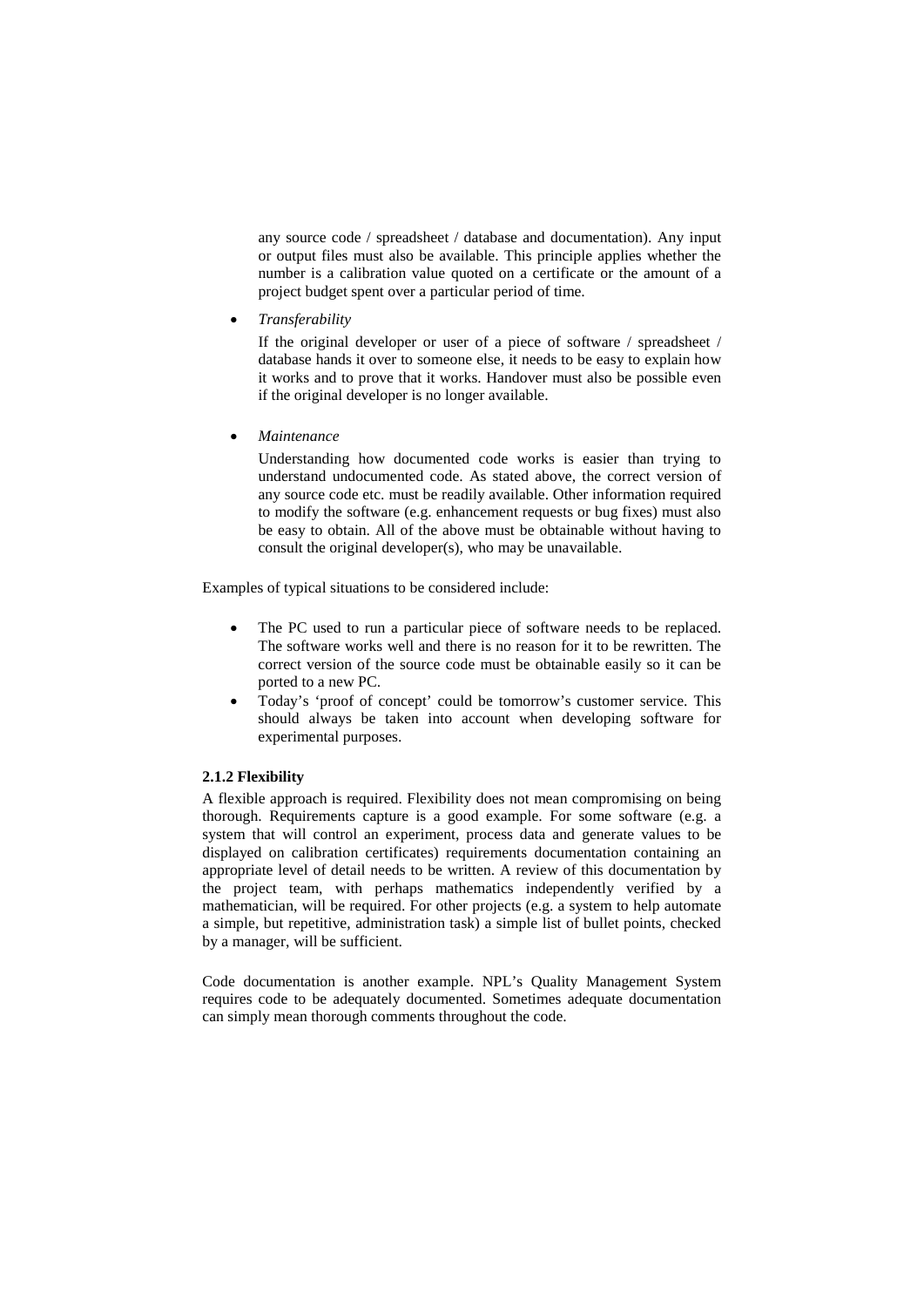any source code / spreadsheet / database and documentation). Any input or output files must also be available. This principle applies whether the number is a calibration value quoted on a certificate or the amount of a project budget spent over a particular period of time.

- *Transferability*

  If the original developer or user of a piece of software / spreadsheet / database hands it over to someone else, it needs to be easy to explain how it works and to prove that it works. Handover must also be possible even if the original developer is no longer available.

- *Maintenance*

  Understanding how documented code works is easier than trying to understand undocumented code. As stated above, the correct version of any source code etc. must be readily available. Other information required to modify the software (e.g. enhancement requests or bug fixes) must also be easy to obtain. All of the above must be obtainable without having to consult the original developer(s), who may be unavailable.

Examples of typical situations to be considered include:

- The PC used to run a particular piece of software needs to be replaced. The software works well and there is no reason for it to be rewritten. The correct version of the source code must be obtainable easily so it can be ported to a new PC.
- Today's 'proof of concept' could be tomorrow's customer service. This should always be taken into account when developing software for experimental purposes.

#### 2.1.2 Flexibility

A flexible approach is required. Flexibility does not mean compromising on being thorough. Requirements capture is a good example. For some software (e.g. a system that will control an experiment, process data and generate values to be displayed on calibration certificates) requirements documentation containing an appropriate level of detail needs to be written. A review of this documentation by the project team, with perhaps mathematics independently verified by a mathematician, will be required. For other projects (e.g. a system to help automate a simple, but repetitive, administration task) a simple list of bullet points, checked by a manager, will be sufficient.

Code documentation is another example. NPL's Quality Management System requires code to be adequately documented. Sometimes adequate documentation can simply mean thorough comments throughout the code.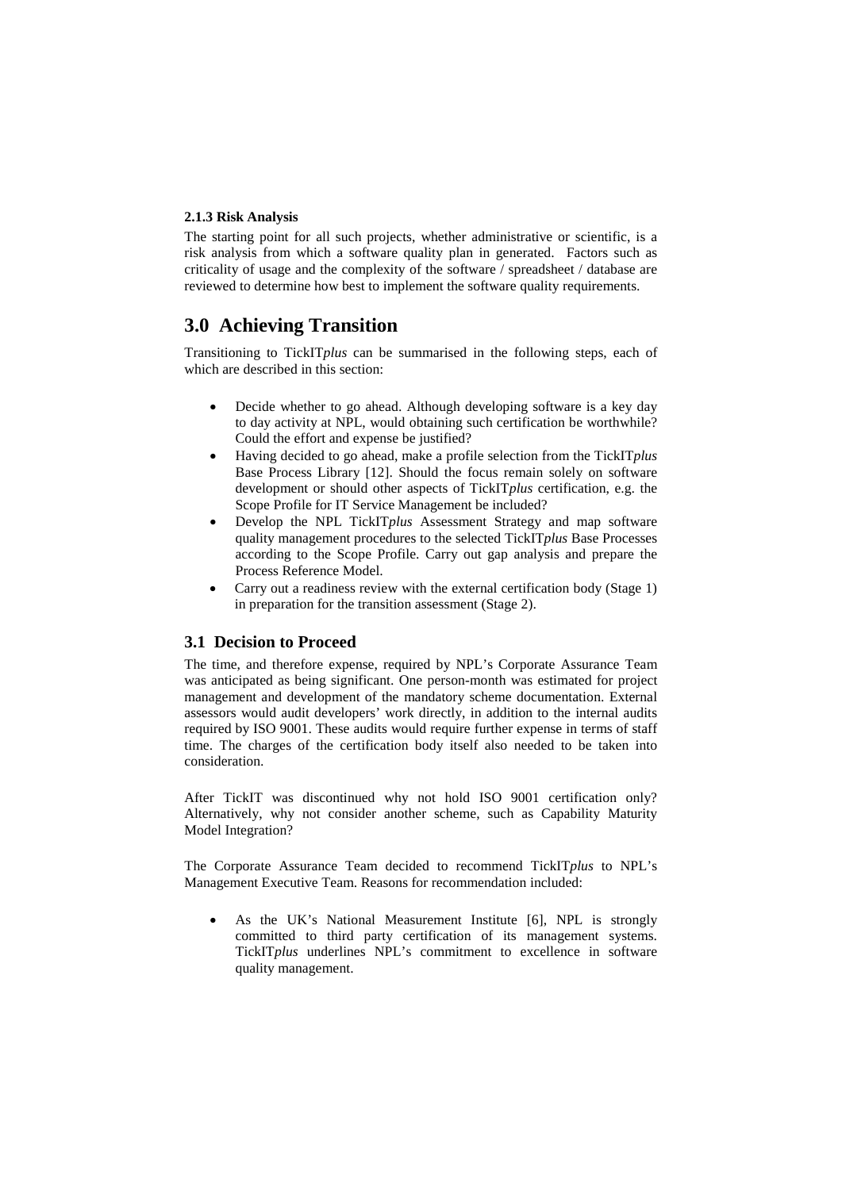#### 2.1.3 Risk Analysis

The starting point for all such projects, whether administrative or scientific, is a risk analysis from which a software quality plan in generated. Factors such as criticality of usage and the complexity of the software / spreadsheet / database are reviewed to determine how best to implement the software quality requirements.

## 3.0 Achieving Transition

Transitioning to TickIT*plus* can be summarised in the following steps, each of which are described in this section:

- Decide whether to go ahead. Although developing software is a key day to day activity at NPL, would obtaining such certification be worthwhile? Could the effort and expense be justified?
- Having decided to go ahead, make a profile selection from the TickIT*plus* Base Process Library [12]. Should the focus remain solely on software development or should other aspects of TickIT*plus* certification, e.g. the Scope Profile for IT Service Management be included?
- Develop the NPL TickIT*plus* Assessment Strategy and map software quality management procedures to the selected TickIT*plus* Base Processes according to the Scope Profile. Carry out gap analysis and prepare the Process Reference Model.
- Carry out a readiness review with the external certification body (Stage 1) in preparation for the transition assessment (Stage 2).

### 3.1 Decision to Proceed

The time, and therefore expense, required by NPL's Corporate Assurance Team was anticipated as being significant. One person-month was estimated for project management and development of the mandatory scheme documentation. External assessors would audit developers' work directly, in addition to the internal audits required by ISO 9001. These audits would require further expense in terms of staff time. The charges of the certification body itself also needed to be taken into consideration.

After TickIT was discontinued why not hold ISO 9001 certification only? Alternatively, why not consider another scheme, such as Capability Maturity Model Integration?

The Corporate Assurance Team decided to recommend TickIT*plus* to NPL's Management Executive Team. Reasons for recommendation included:

- As the UK's National Measurement Institute [6], NPL is strongly committed to third party certification of its management systems. TickIT*plus* underlines NPL's commitment to excellence in software quality management.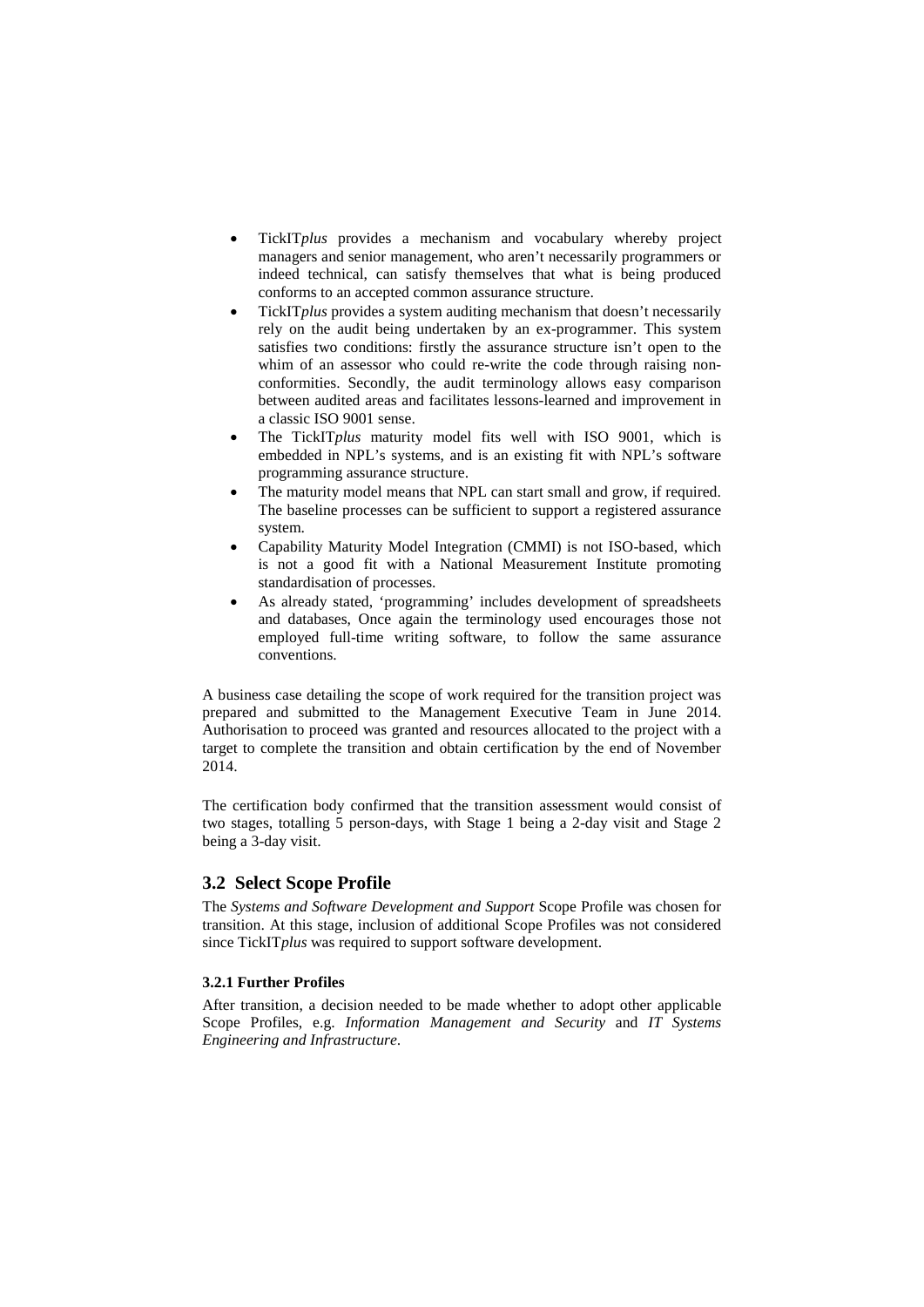- TickIT*plus* provides a mechanism and vocabulary whereby project managers and senior management, who aren't necessarily programmers or indeed technical, can satisfy themselves that what is being produced conforms to an accepted common assurance structure.
- TickIT*plus* provides a system auditing mechanism that doesn't necessarily rely on the audit being undertaken by an ex-programmer. This system satisfies two conditions: firstly the assurance structure isn't open to the whim of an assessor who could re-write the code through raising non-conformities. Secondly, the audit terminology allows easy comparison between audited areas and facilitates lessons-learned and improvement in a classic ISO 9001 sense.
- The TickIT*plus* maturity model fits well with ISO 9001, which is embedded in NPL's systems, and is an existing fit with NPL's software programming assurance structure.
- The maturity model means that NPL can start small and grow, if required. The baseline processes can be sufficient to support a registered assurance system.
- Capability Maturity Model Integration (CMMI) is not ISO-based, which is not a good fit with a National Measurement Institute promoting standardisation of processes.
- As already stated, 'programming' includes development of spreadsheets and databases, Once again the terminology used encourages those not employed full-time writing software, to follow the same assurance conventions.

A business case detailing the scope of work required for the transition project was prepared and submitted to the Management Executive Team in June 2014. Authorisation to proceed was granted and resources allocated to the project with a target to complete the transition and obtain certification by the end of November 2014.

The certification body confirmed that the transition assessment would consist of two stages, totalling 5 person-days, with Stage 1 being a 2-day visit and Stage 2 being a 3-day visit.

## 3.2 Select Scope Profile

The *Systems and Software Development and Support* Scope Profile was chosen for transition. At this stage, inclusion of additional Scope Profiles was not considered since TickIT*plus* was required to support software development.

### 3.2.1 Further Profiles

After transition, a decision needed to be made whether to adopt other applicable Scope Profiles, e.g. *Information Management and Security* and *IT Systems Engineering and Infrastructure*.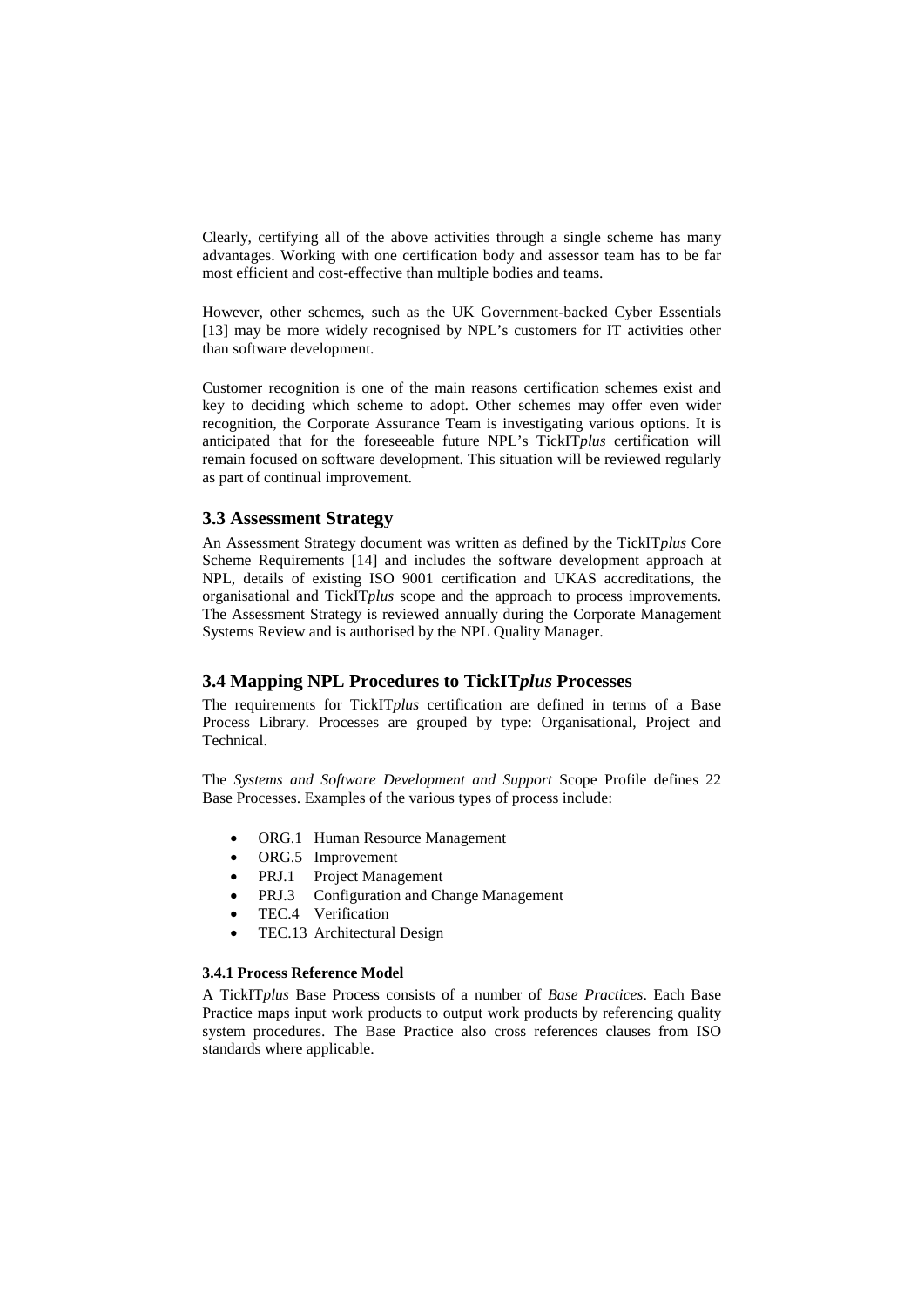Clearly, certifying all of the above activities through a single scheme has many advantages. Working with one certification body and assessor team has to be far most efficient and cost-effective than multiple bodies and teams.

However, other schemes, such as the UK Government-backed Cyber Essentials [13] may be more widely recognised by NPL's customers for IT activities other than software development.

Customer recognition is one of the main reasons certification schemes exist and key to deciding which scheme to adopt. Other schemes may offer even wider recognition, the Corporate Assurance Team is investigating various options. It is anticipated that for the foreseeable future NPL's TickIT*plus* certification will remain focused on software development. This situation will be reviewed regularly as part of continual improvement.

## 3.3 Assessment Strategy

An Assessment Strategy document was written as defined by the TickIT*plus* Core Scheme Requirements [14] and includes the software development approach at NPL, details of existing ISO 9001 certification and UKAS accreditations, the organisational and TickIT*plus* scope and the approach to process improvements. The Assessment Strategy is reviewed annually during the Corporate Management Systems Review and is authorised by the NPL Quality Manager.

## 3.4 Mapping NPL Procedures to TickIT*plus* Processes

The requirements for TickIT*plus* certification are defined in terms of a Base Process Library. Processes are grouped by type: Organisational, Project and Technical.

The *Systems and Software Development and Support* Scope Profile defines 22 Base Processes. Examples of the various types of process include:

- ORG.1 Human Resource Management
- ORG.5 Improvement
- PRJ.1 Project Management
- PRJ.3 Configuration and Change Management
- TEC.4 Verification
- TEC.13 Architectural Design

#### 3.4.1 Process Reference Model

A TickIT*plus* Base Process consists of a number of *Base Practices*. Each Base Practice maps input work products to output work products by referencing quality system procedures. The Base Practice also cross references clauses from ISO standards where applicable.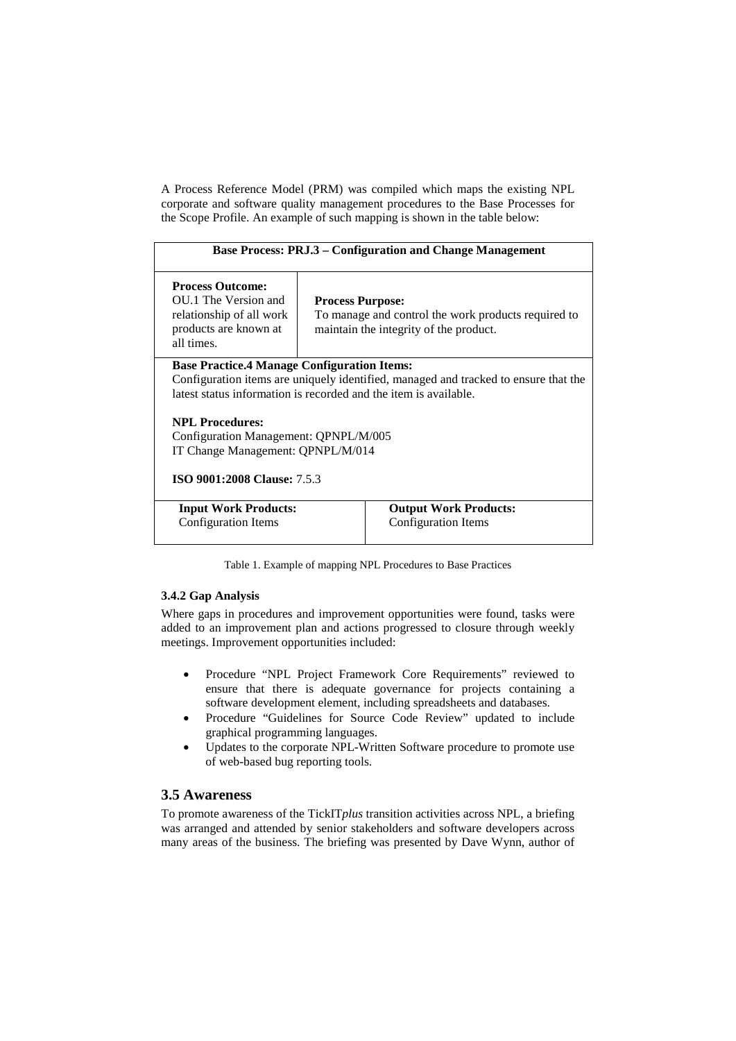A Process Reference Model (PRM) was compiled which maps the existing NPL corporate and software quality management procedures to the Base Processes for the Scope Profile. An example of such mapping is shown in the table below:

| **Base Process: PRJ.3 – Configuration and Change Management** | |
|---|---|
| **Process Outcome:**<br>OU.1 The Version and relationship of all work products are known at all times. | **Process Purpose:**<br>To manage and control the work products required to maintain the integrity of the product. |
| **Base Practice.4 Manage Configuration Items:**<br>Configuration items are uniquely identified, managed and tracked to ensure that the latest status information is recorded and the item is available.<br><br>**NPL Procedures:**<br>Configuration Management: QPNPL/M/005<br>IT Change Management: QPNPL/M/014<br><br>**ISO 9001:2008 Clause:** 7.5.3 | |
| **Input Work Products:**<br>Configuration Items | **Output Work Products:**<br>Configuration Items |

Table 1. Example of mapping NPL Procedures to Base Practices

#### 3.4.2 Gap Analysis

Where gaps in procedures and improvement opportunities were found, tasks were added to an improvement plan and actions progressed to closure through weekly meetings. Improvement opportunities included:

- Procedure "NPL Project Framework Core Requirements" reviewed to ensure that there is adequate governance for projects containing a software development element, including spreadsheets and databases.
- Procedure "Guidelines for Source Code Review" updated to include graphical programming languages.
- Updates to the corporate NPL-Written Software procedure to promote use of web-based bug reporting tools.

### 3.5 Awareness

To promote awareness of the TickIT*plus* transition activities across NPL, a briefing was arranged and attended by senior stakeholders and software developers across many areas of the business. The briefing was presented by Dave Wynn, author of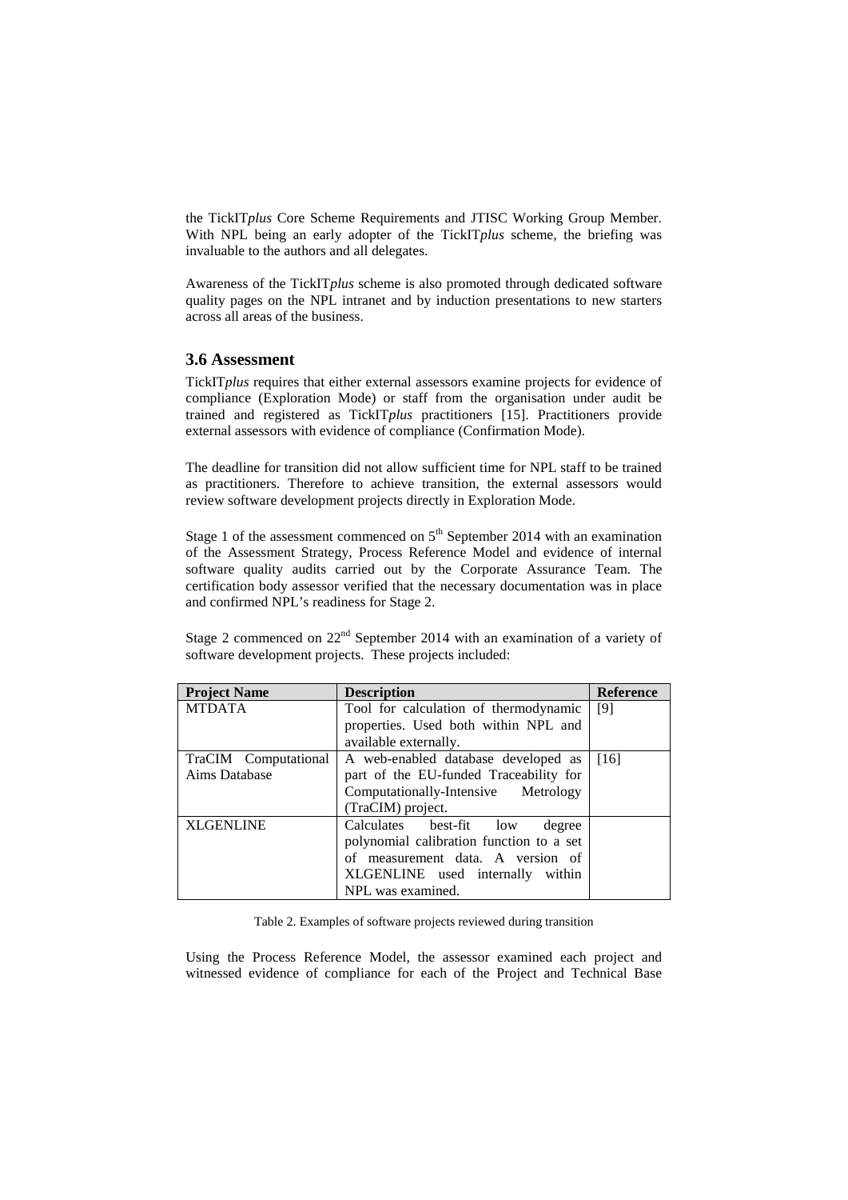the TickIT*plus* Core Scheme Requirements and JTISC Working Group Member. With NPL being an early adopter of the TickIT*plus* scheme, the briefing was invaluable to the authors and all delegates.

Awareness of the TickIT*plus* scheme is also promoted through dedicated software quality pages on the NPL intranet and by induction presentations to new starters across all areas of the business.

### 3.6 Assessment

TickIT*plus* requires that either external assessors examine projects for evidence of compliance (Exploration Mode) or staff from the organisation under audit be trained and registered as TickIT*plus* practitioners [15]. Practitioners provide external assessors with evidence of compliance (Confirmation Mode).

The deadline for transition did not allow sufficient time for NPL staff to be trained as practitioners. Therefore to achieve transition, the external assessors would review software development projects directly in Exploration Mode.

Stage 1 of the assessment commenced on 5th September 2014 with an examination of the Assessment Strategy, Process Reference Model and evidence of internal software quality audits carried out by the Corporate Assurance Team. The certification body assessor verified that the necessary documentation was in place and confirmed NPL's readiness for Stage 2.

Stage 2 commenced on 22nd September 2014 with an examination of a variety of software development projects. These projects included:

| **Project Name** | **Description** | **Reference** |
|---|---|---|
| MTDATA | Tool for calculation of thermodynamic properties. Used both within NPL and available externally. | [9] |
| TraCIM Computational Aims Database | A web-enabled database developed as part of the EU-funded Traceability for Computationally-Intensive Metrology (TraCIM) project. | [16] |
| XLGENLINE | Calculates best-fit low degree polynomial calibration function to a set of measurement data. A version of XLGENLINE used internally within NPL was examined. | |

Table 2. Examples of software projects reviewed during transition

Using the Process Reference Model, the assessor examined each project and witnessed evidence of compliance for each of the Project and Technical Base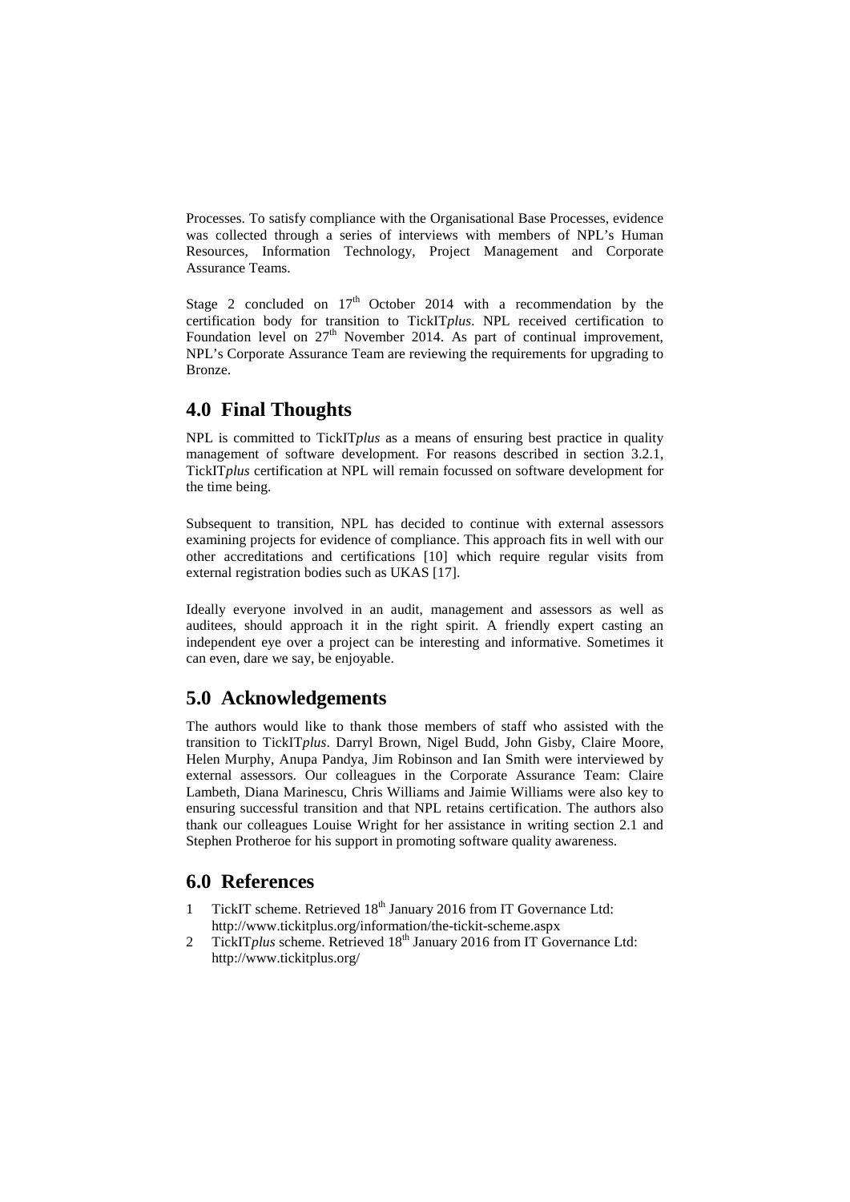Processes. To satisfy compliance with the Organisational Base Processes, evidence was collected through a series of interviews with members of NPL's Human Resources, Information Technology, Project Management and Corporate Assurance Teams.

Stage 2 concluded on 17th October 2014 with a recommendation by the certification body for transition to TickIT*plus*. NPL received certification to Foundation level on 27th November 2014. As part of continual improvement, NPL's Corporate Assurance Team are reviewing the requirements for upgrading to Bronze.

## 4.0 Final Thoughts

NPL is committed to TickIT*plus* as a means of ensuring best practice in quality management of software development. For reasons described in section 3.2.1, TickIT*plus* certification at NPL will remain focussed on software development for the time being.

Subsequent to transition, NPL has decided to continue with external assessors examining projects for evidence of compliance. This approach fits in well with our other accreditations and certifications [10] which require regular visits from external registration bodies such as UKAS [17].

Ideally everyone involved in an audit, management and assessors as well as auditees, should approach it in the right spirit. A friendly expert casting an independent eye over a project can be interesting and informative. Sometimes it can even, dare we say, be enjoyable.

## 5.0 Acknowledgements

The authors would like to thank those members of staff who assisted with the transition to TickIT*plus*. Darryl Brown, Nigel Budd, John Gisby, Claire Moore, Helen Murphy, Anupa Pandya, Jim Robinson and Ian Smith were interviewed by external assessors. Our colleagues in the Corporate Assurance Team: Claire Lambeth, Diana Marinescu, Chris Williams and Jaimie Williams were also key to ensuring successful transition and that NPL retains certification. The authors also thank our colleagues Louise Wright for her assistance in writing section 2.1 and Stephen Protheroe for his support in promoting software quality awareness.

## 6.0 References

1. TickIT scheme. Retrieved 18th January 2016 from IT Governance Ltd: http://www.tickitplus.org/information/the-tickit-scheme.aspx
2. TickIT*plus* scheme. Retrieved 18th January 2016 from IT Governance Ltd: http://www.tickitplus.org/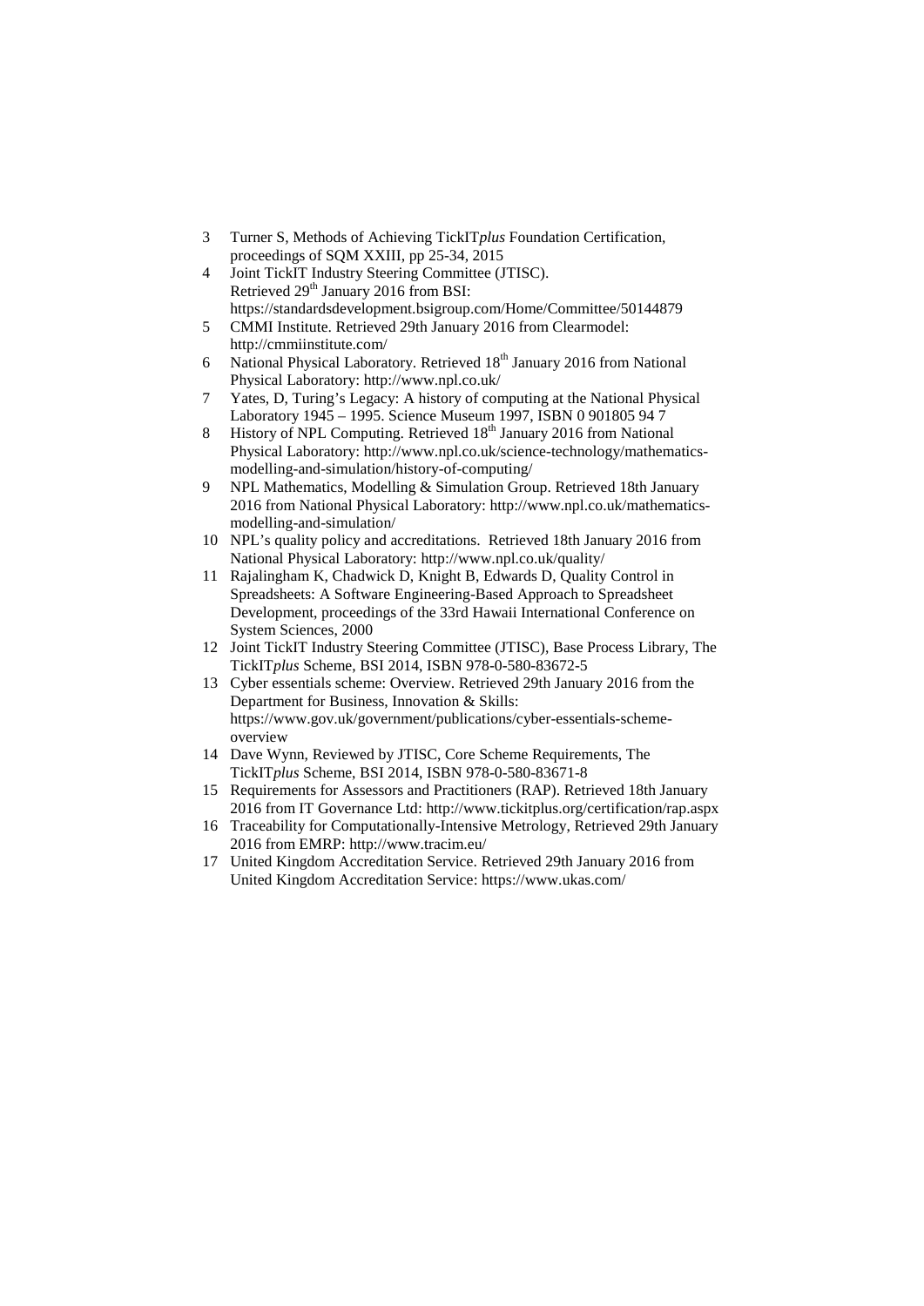3. Turner S, Methods of Achieving TickIT*plus* Foundation Certification, proceedings of SQM XXIII, pp 25-34, 2015
4. Joint TickIT Industry Steering Committee (JTISC). Retrieved 29th January 2016 from BSI: https://standardsdevelopment.bsigroup.com/Home/Committee/50144879
5. CMMI Institute. Retrieved 29th January 2016 from Clearmodel: http://cmmiinstitute.com/
6. National Physical Laboratory. Retrieved 18th January 2016 from National Physical Laboratory: http://www.npl.co.uk/
7. Yates, D, Turing's Legacy: A history of computing at the National Physical Laboratory 1945 – 1995. Science Museum 1997, ISBN 0 901805 94 7
8. History of NPL Computing. Retrieved 18th January 2016 from National Physical Laboratory: http://www.npl.co.uk/science-technology/mathematics-modelling-and-simulation/history-of-computing/
9. NPL Mathematics, Modelling & Simulation Group. Retrieved 18th January 2016 from National Physical Laboratory: http://www.npl.co.uk/mathematics-modelling-and-simulation/
10. NPL's quality policy and accreditations. Retrieved 18th January 2016 from National Physical Laboratory: http://www.npl.co.uk/quality/
11. Rajalingham K, Chadwick D, Knight B, Edwards D, Quality Control in Spreadsheets: A Software Engineering-Based Approach to Spreadsheet Development, proceedings of the 33rd Hawaii International Conference on System Sciences, 2000
12. Joint TickIT Industry Steering Committee (JTISC), Base Process Library, The TickIT*plus* Scheme, BSI 2014, ISBN 978-0-580-83672-5
13. Cyber essentials scheme: Overview. Retrieved 29th January 2016 from the Department for Business, Innovation & Skills: https://www.gov.uk/government/publications/cyber-essentials-scheme-overview
14. Dave Wynn, Reviewed by JTISC, Core Scheme Requirements, The TickIT*plus* Scheme, BSI 2014, ISBN 978-0-580-83671-8
15. Requirements for Assessors and Practitioners (RAP). Retrieved 18th January 2016 from IT Governance Ltd: http://www.tickitplus.org/certification/rap.aspx
16. Traceability for Computationally-Intensive Metrology, Retrieved 29th January 2016 from EMRP: http://www.tracim.eu/
17. United Kingdom Accreditation Service. Retrieved 29th January 2016 from United Kingdom Accreditation Service: https://www.ukas.com/